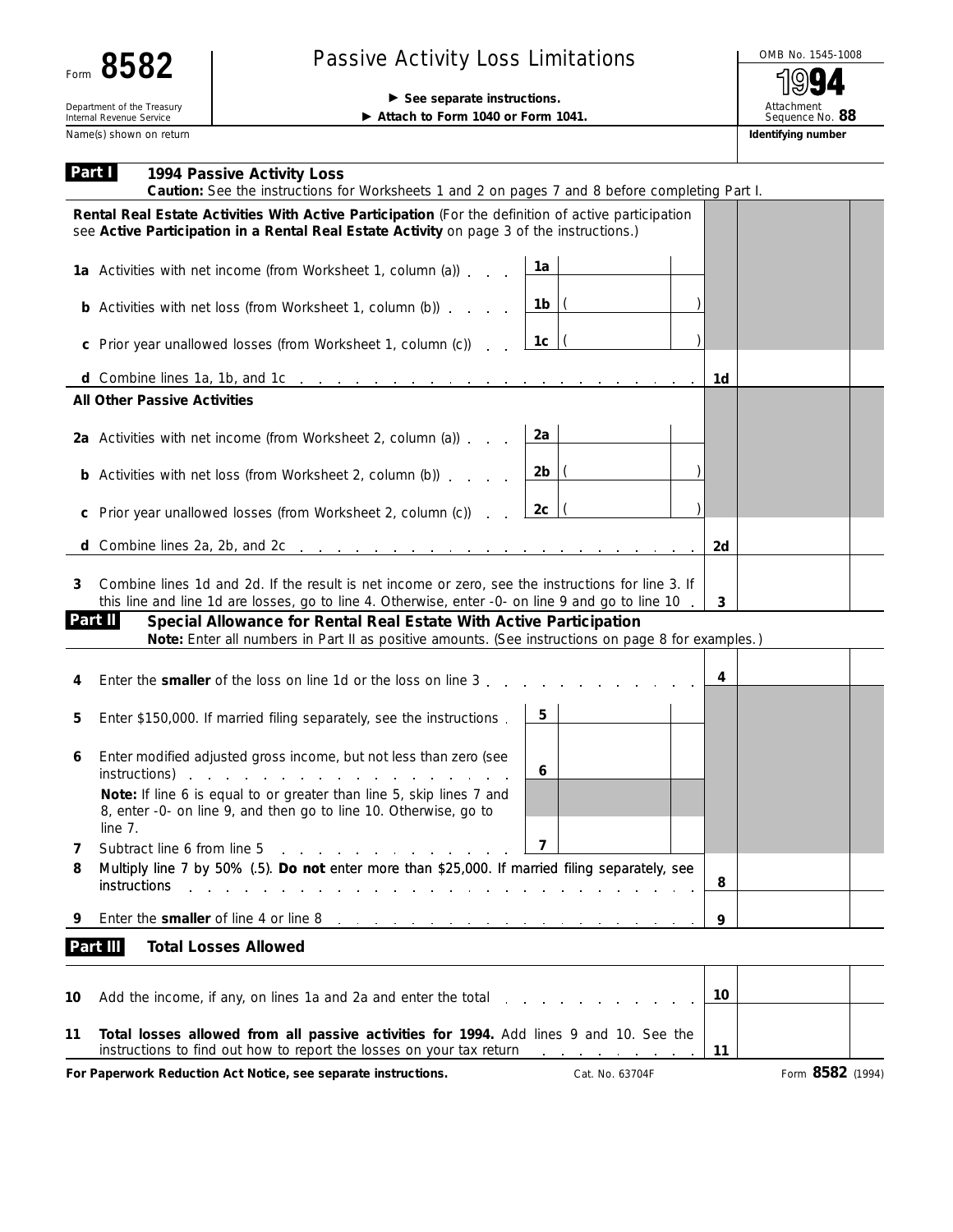Form **8582**

Department of the Treasury
Internal Revenue Service

# Passive Activity Loss Limitations

▶ **See separate instructions.**
▶ **Attach to Form 1040 or Form 1041.**

OMB No. 1545-1008

**1994**

Attachment Sequence No. **88**

Name(s) shown on return | **Identifying number**

## Part I — 1994 Passive Activity Loss

**Caution:** See the instructions for Worksheets 1 and 2 on pages 7 and 8 before completing Part I.

**Rental Real Estate Activities With Active Participation** (For the definition of active participation see **Active Participation in a Rental Real Estate Activity** on page 3 of the instructions.)

| Line | Description | | | | |
|---|---|---|---|---|---|
| 1a | Activities with net income (from Worksheet 1, column (a)) | 1a | | | |
| b | Activities with net loss (from Worksheet 1, column (b)) | 1b | ( ) | | |
| c | Prior year unallowed losses (from Worksheet 1, column (c)) | 1c | ( ) | | |
| d | Combine lines 1a, 1b, and 1c | | | 1d | |

**All Other Passive Activities**

| Line | Description | | | | |
|---|---|---|---|---|---|
| 2a | Activities with net income (from Worksheet 2, column (a)) | 2a | | | |
| b | Activities with net loss (from Worksheet 2, column (b)) | 2b | ( ) | | |
| c | Prior year unallowed losses (from Worksheet 2, column (c)) | 2c | ( ) | | |
| d | Combine lines 2a, 2b, and 2c | | | 2d | |
| 3 | Combine lines 1d and 2d. If the result is net income or zero, see the instructions for line 3. If this line and line 1d are losses, go to line 4. Otherwise, enter -0- on line 9 and go to line 10 | | | 3 | |

## Part II — Special Allowance for Rental Real Estate With Active Participation

**Note:** Enter all numbers in Part II as positive amounts. (See instructions on page 8 for examples.)

| Line | Description | | | | |
|---|---|---|---|---|---|
| 4 | Enter the **smaller** of the loss on line 1d or the loss on line 3 | | | 4 | |
| 5 | Enter $150,000. If married filing separately, see the instructions | 5 | | | |
| 6 | Enter modified adjusted gross income, but not less than zero (see instructions) | 6 | | | |
| | **Note:** If line 6 is equal to or greater than line 5, skip lines 7 and 8, enter -0- on line 9, and then go to line 10. Otherwise, go to line 7. | | | | |
| 7 | Subtract line 6 from line 5 | 7 | | | |
| 8 | Multiply line 7 by 50% (.5). **Do not** enter more than $25,000. If married filing separately, see instructions | | | 8 | |
| 9 | Enter the **smaller** of line 4 or line 8 | | | 9 | |

## Part III — Total Losses Allowed

| Line | Description | | |
|---|---|---|---|
| 10 | Add the income, if any, on lines 1a and 2a and enter the total | 10 | |
| 11 | **Total losses allowed from all passive activities for 1994.** Add lines 9 and 10. See the instructions to find out how to report the losses on your tax return | 11 | |

**For Paperwork Reduction Act Notice, see separate instructions.** Cat. No. 63704F Form **8582** (1994)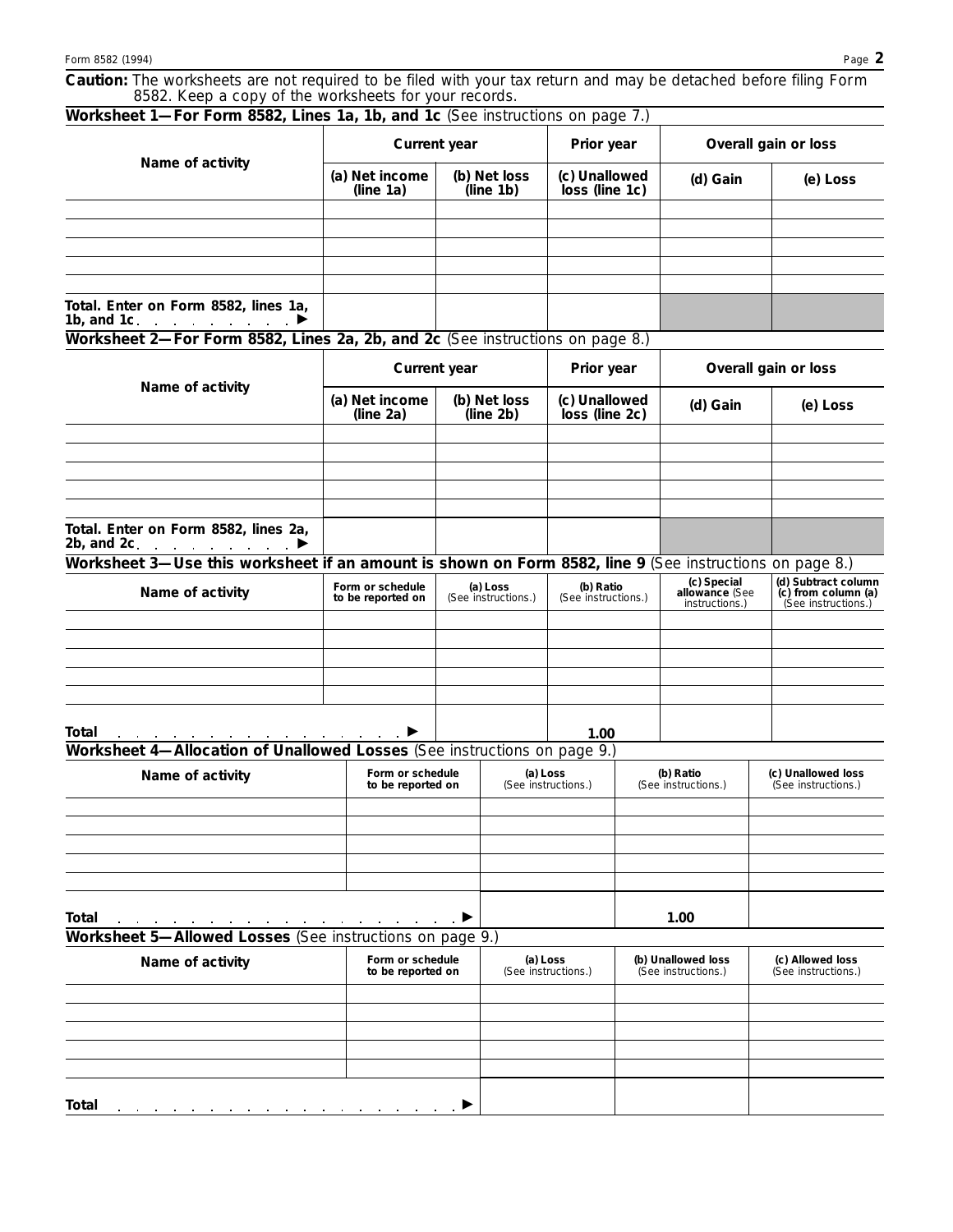**Caution:** The worksheets are not required to be filed with your tax return and may be detached before filing Form 8582. Keep a copy of the worksheets for your records.

## Worksheet 1—For Form 8582, Lines 1a, 1b, and 1c (See instructions on page 7.)

| Name of activity | Current year | | Prior year | Overall gain or loss | |
|---|---|---|---|---|---|
| | (a) Net income (line 1a) | (b) Net loss (line 1b) | (c) Unallowed loss (line 1c) | (d) Gain | (e) Loss |
| | | | | | |
| | | | | | |
| | | | | | |
| | | | | | |
| | | | | | |
| Total. Enter on Form 8582, lines 1a, 1b, and 1c ▶ | | | | | |

## Worksheet 2—For Form 8582, Lines 2a, 2b, and 2c (See instructions on page 8.)

| Name of activity | Current year | | Prior year | Overall gain or loss | |
|---|---|---|---|---|---|
| | (a) Net income (line 2a) | (b) Net loss (line 2b) | (c) Unallowed loss (line 2c) | (d) Gain | (e) Loss |
| | | | | | |
| | | | | | |
| | | | | | |
| | | | | | |
| | | | | | |
| Total. Enter on Form 8582, lines 2a, 2b, and 2c ▶ | | | | | |

## Worksheet 3—Use this worksheet if an amount is shown on Form 8582, line 9 (See instructions on page 8.)

| Name of activity | Form or schedule to be reported on | (a) Loss (See instructions.) | (b) Ratio (See instructions.) | (c) Special allowance (See instructions.) | (d) Subtract column (c) from column (a) (See instructions.) |
|---|---|---|---|---|---|
| | | | | | |
| | | | | | |
| | | | | | |
| | | | | | |
| | | | | | |
| Total ▶ | | | 1.00 | | |

## Worksheet 4—Allocation of Unallowed Losses (See instructions on page 9.)

| Name of activity | Form or schedule to be reported on | (a) Loss (See instructions.) | (b) Ratio (See instructions.) | (c) Unallowed loss (See instructions.) |
|---|---|---|---|---|
| | | | | |
| | | | | |
| | | | | |
| | | | | |
| | | | | |
| Total ▶ | | | 1.00 | |

## Worksheet 5—Allowed Losses (See instructions on page 9.)

| Name of activity | Form or schedule to be reported on | (a) Loss (See instructions.) | (b) Unallowed loss (See instructions.) | (c) Allowed loss (See instructions.) |
|---|---|---|---|---|
| | | | | |
| | | | | |
| | | | | |
| | | | | |
| | | | | |
| Total ▶ | | | | |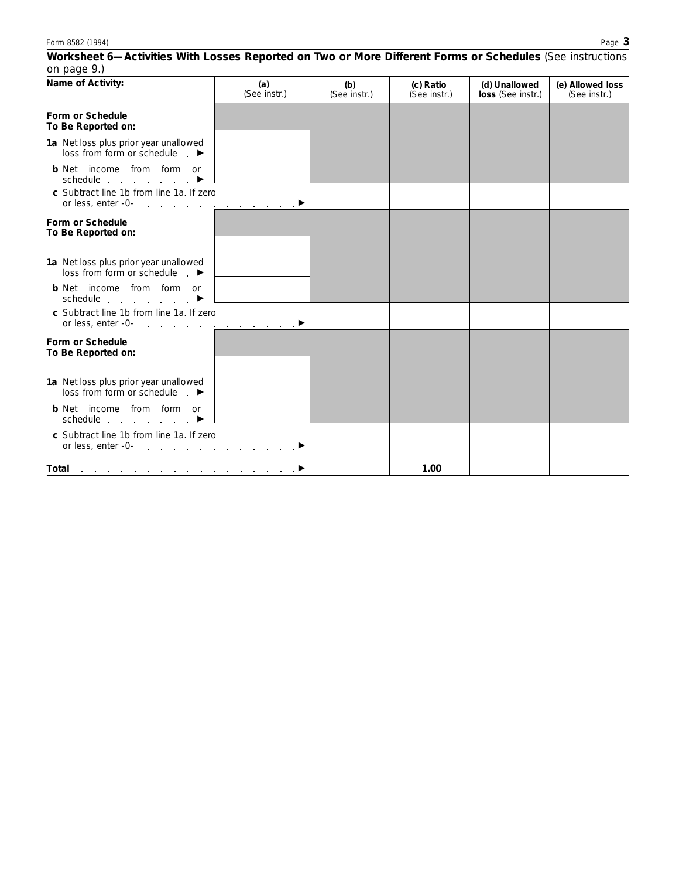## Worksheet 6—Activities With Losses Reported on Two or More Different Forms or Schedules (See instructions on page 9.)

| Name of Activity: | (a) (See instr.) | (b) (See instr.) | (c) Ratio (See instr.) | (d) Unallowed loss (See instr.) | (e) Allowed loss (See instr.) |
|---|---|---|---|---|---|
| **Form or Schedule To Be Reported on:** | | | | | |
| **1a** Net loss plus prior year unallowed loss from form or schedule ▶ | | | | | |
| **b** Net income from form or schedule ▶ | | | | | |
| **c** Subtract line 1b from line 1a. If zero or less, enter -0- ▶ | | | | | |
| **Form or Schedule To Be Reported on:** | | | | | |
| **1a** Net loss plus prior year unallowed loss from form or schedule ▶ | | | | | |
| **b** Net income from form or schedule ▶ | | | | | |
| **c** Subtract line 1b from line 1a. If zero or less, enter -0- ▶ | | | | | |
| **Form or Schedule To Be Reported on:** | | | | | |
| **1a** Net loss plus prior year unallowed loss from form or schedule ▶ | | | | | |
| **b** Net income from form or schedule ▶ | | | | | |
| **c** Subtract line 1b from line 1a. If zero or less, enter -0- ▶ | | | | | |
| **Total** ▶ | | | 1.00 | | |